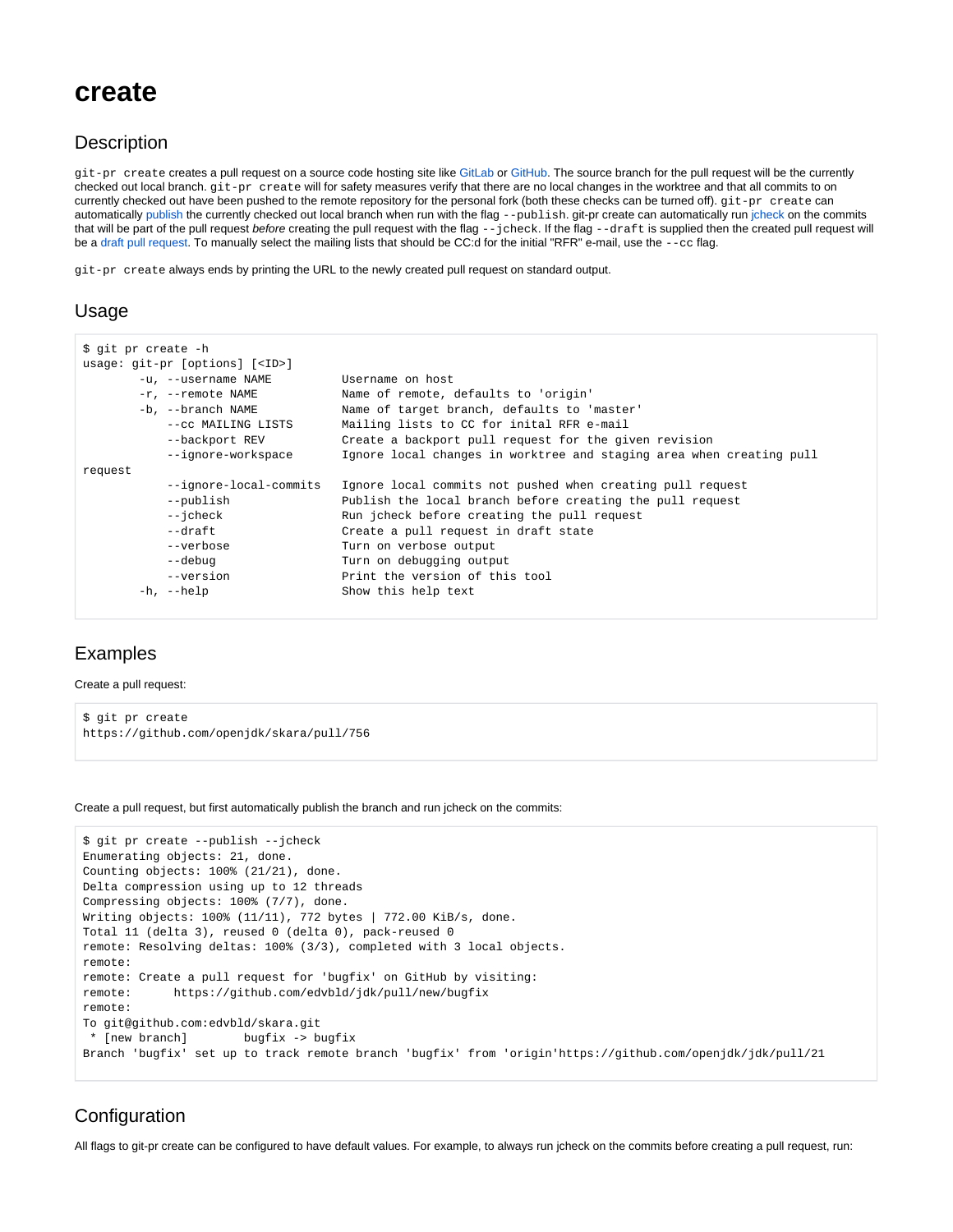# create

## Description

`git-pr create` creates a pull request on a source code hosting site like GitLab or GitHub. The source branch for the pull request will be the currently checked out local branch. `git-pr create` will for safety measures verify that there are no local changes in the worktree and that all commits to on currently checked out have been pushed to the remote repository for the personal fork (both these checks can be turned off). `git-pr create` can automatically publish the currently checked out local branch when run with the flag `--publish`. git-pr create can automatically run jcheck on the commits that will be part of the pull request *before* creating the pull request with the flag `--jcheck`. If the flag `--draft` is supplied then the created pull request will be a draft pull request. To manually select the mailing lists that should be CC:d for the initial "RFR" e-mail, use the `--cc` flag.

`git-pr create` always ends by printing the URL to the newly created pull request on standard output.

## Usage

```
$ git pr create -h
usage: git-pr [options] [<ID>]
        -u, --username NAME          Username on host
        -r, --remote NAME            Name of remote, defaults to 'origin'
        -b, --branch NAME            Name of target branch, defaults to 'master'
            --cc MAILING LISTS       Mailing lists to CC for inital RFR e-mail
            --backport REV           Create a backport pull request for the given revision
            --ignore-workspace       Ignore local changes in worktree and staging area when creating pull
request
            --ignore-local-commits   Ignore local commits not pushed when creating pull request
            --publish                Publish the local branch before creating the pull request
            --jcheck                 Run jcheck before creating the pull request
            --draft                  Create a pull request in draft state
            --verbose                Turn on verbose output
            --debug                  Turn on debugging output
            --version                Print the version of this tool
        -h, --help                   Show this help text
```

## Examples

Create a pull request:

```
$ git pr create
https://github.com/openjdk/skara/pull/756
```

Create a pull request, but first automatically publish the branch and run jcheck on the commits:

```
$ git pr create --publish --jcheck
Enumerating objects: 21, done.
Counting objects: 100% (21/21), done.
Delta compression using up to 12 threads
Compressing objects: 100% (7/7), done.
Writing objects: 100% (11/11), 772 bytes | 772.00 KiB/s, done.
Total 11 (delta 3), reused 0 (delta 0), pack-reused 0
remote: Resolving deltas: 100% (3/3), completed with 3 local objects.
remote:
remote: Create a pull request for 'bugfix' on GitHub by visiting:
remote:      https://github.com/edvbld/jdk/pull/new/bugfix
remote:
To git@github.com:edvbld/skara.git
 * [new branch]        bugfix -> bugfix
Branch 'bugfix' set up to track remote branch 'bugfix' from 'origin'https://github.com/openjdk/jdk/pull/21
```

## Configuration

All flags to git-pr create can be configured to have default values. For example, to always run jcheck on the commits before creating a pull request, run: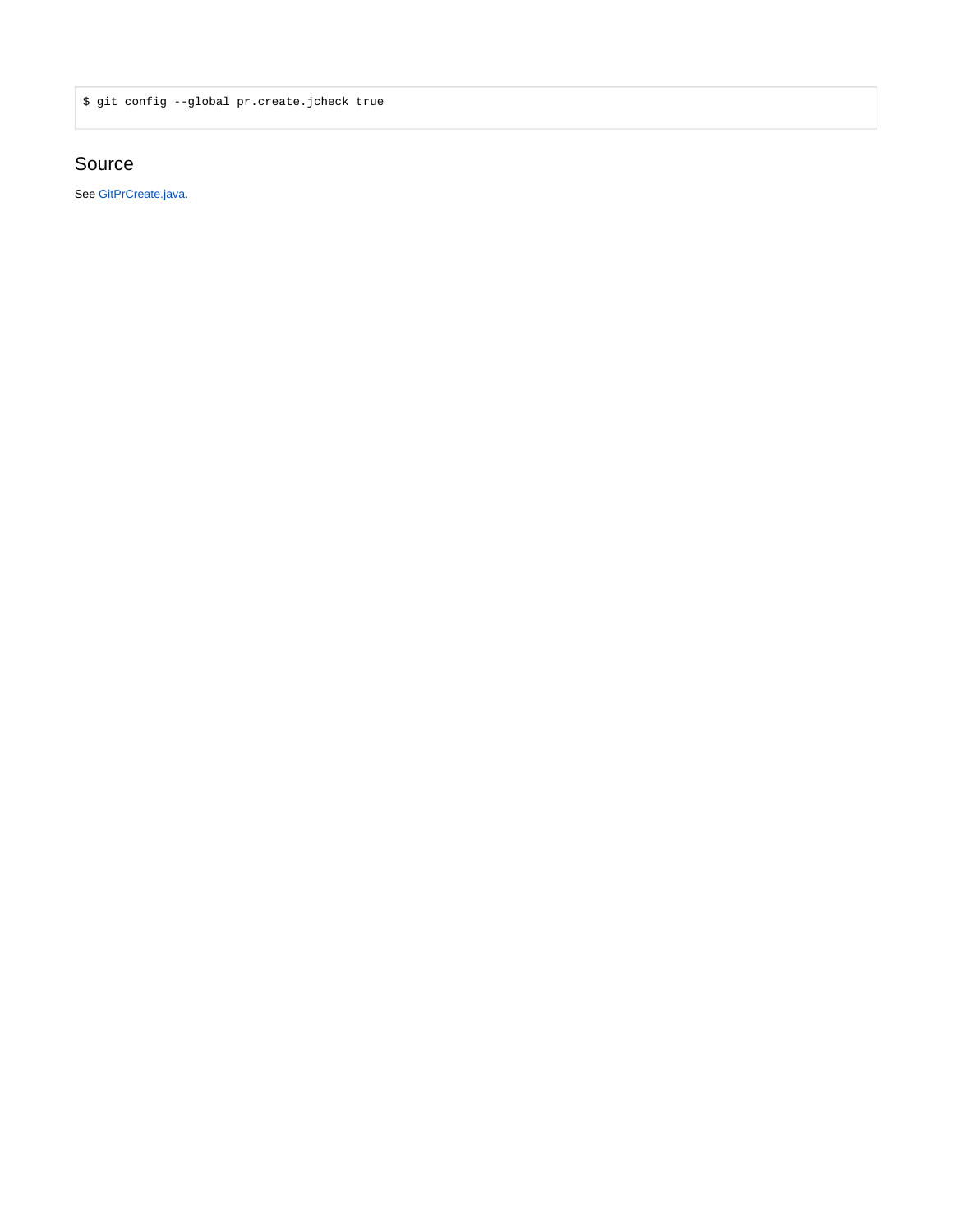```
$ git config --global pr.create.jcheck true
```

## Source

See GitPrCreate.java.